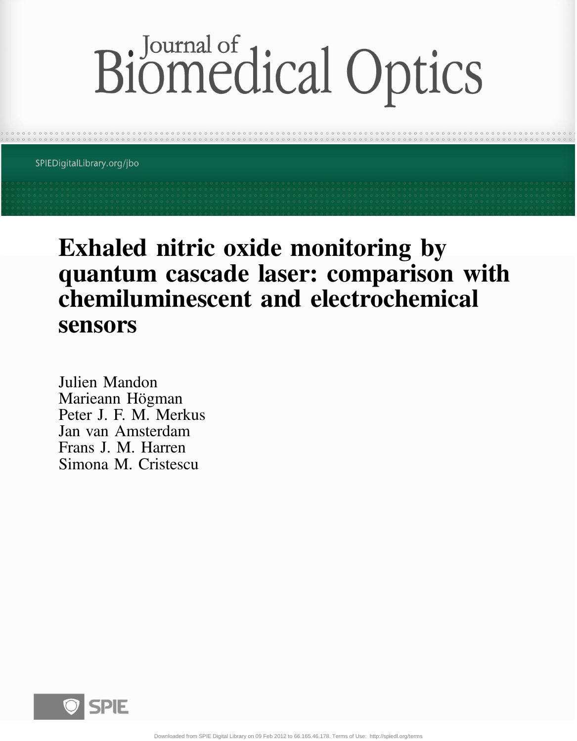# Journal of Biomedical Optics

SPIEDigitalLibrary.org/jbo

# Exhaled nitric oxide monitoring by quantum cascade laser: comparison with chemiluminescent and electrochemical sensors

Julien Mandon
Marieann Högman
Peter J. F. M. Merkus
Jan van Amsterdam
Frans J. M. Harren
Simona M. Cristescu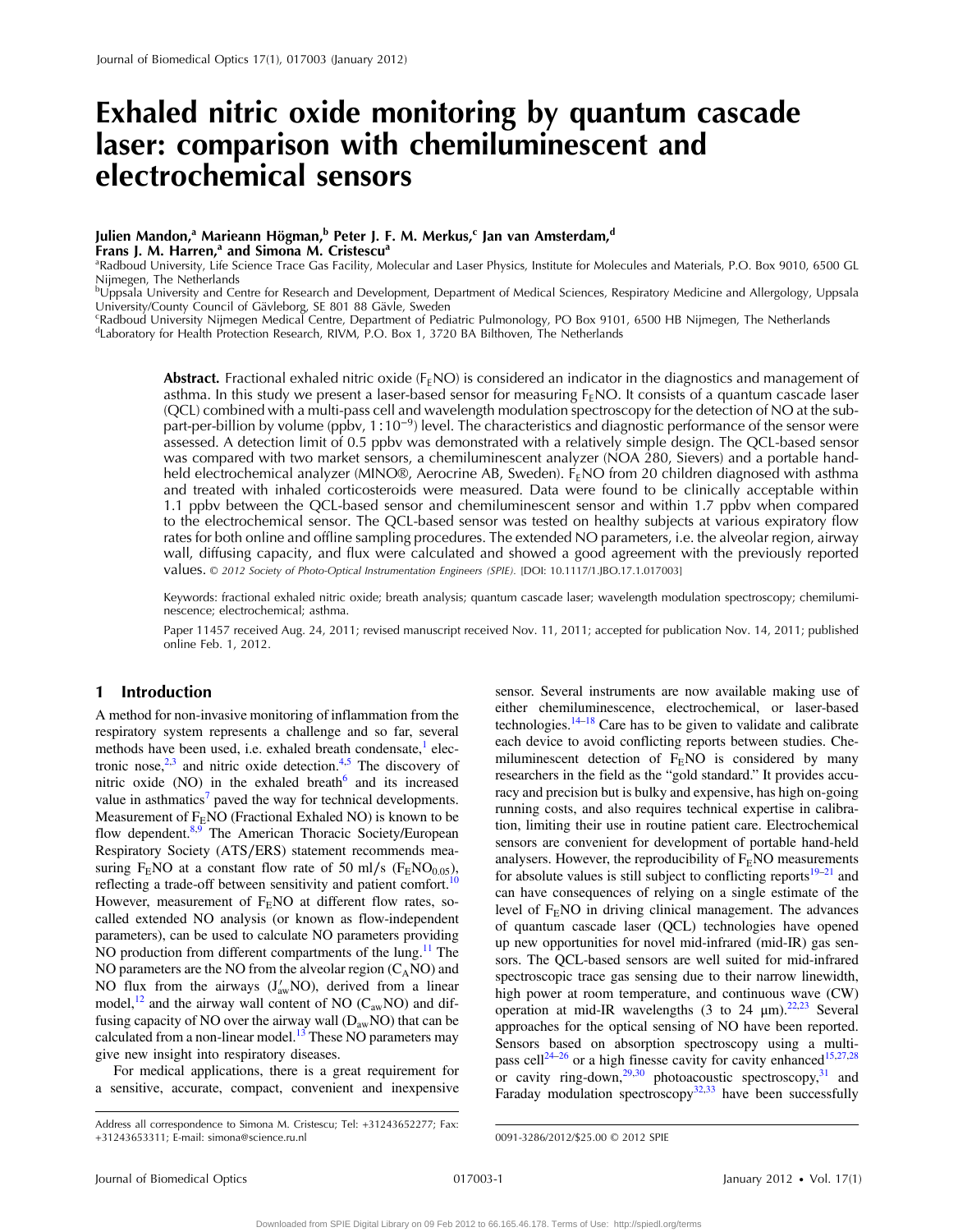# Exhaled nitric oxide monitoring by quantum cascade laser: comparison with chemiluminescent and electrochemical sensors

**Julien Mandon,[a] Marieann Högman,[b] Peter J. F. M. Merkus,[c] Jan van Amsterdam,[d] Frans J. M. Harren,[a] and Simona M. Cristescu[a]**

[a]Radboud University, Life Science Trace Gas Facility, Molecular and Laser Physics, Institute for Molecules and Materials, P.O. Box 9010, 6500 GL Nijmegen, The Netherlands
[b]Uppsala University and Centre for Research and Development, Department of Medical Sciences, Respiratory Medicine and Allergology, Uppsala University/County Council of Gävleborg, SE 801 88 Gävle, Sweden
[c]Radboud University Nijmegen Medical Centre, Department of Pediatric Pulmonology, PO Box 9101, 6500 HB Nijmegen, The Netherlands
[d]Laboratory for Health Protection Research, RIVM, P.O. Box 1, 3720 BA Bilthoven, The Netherlands

**Abstract.** Fractional exhaled nitric oxide ($F_ENO$) is considered an indicator in the diagnostics and management of asthma. In this study we present a laser-based sensor for measuring $F_ENO$. It consists of a quantum cascade laser (QCL) combined with a multi-pass cell and wavelength modulation spectroscopy for the detection of NO at the sub-part-per-billion by volume (ppbv, $1:10^{-9}$) level. The characteristics and diagnostic performance of the sensor were assessed. A detection limit of 0.5 ppbv was demonstrated with a relatively simple design. The QCL-based sensor was compared with two market sensors, a chemiluminescent analyzer (NOA 280, Sievers) and a portable hand-held electrochemical analyzer (MINO®, Aerocrine AB, Sweden). $F_ENO$ from 20 children diagnosed with asthma and treated with inhaled corticosteroids were measured. Data were found to be clinically acceptable within 1.1 ppbv between the QCL-based sensor and chemiluminescent sensor and within 1.7 ppbv when compared to the electrochemical sensor. The QCL-based sensor was tested on healthy subjects at various expiratory flow rates for both online and offline sampling procedures. The extended NO parameters, i.e. the alveolar region, airway wall, diffusing capacity, and flux were calculated and showed a good agreement with the previously reported values. © *2012 Society of Photo-Optical Instrumentation Engineers (SPIE).* [DOI: 10.1117/1.JBO.17.1.017003]

Keywords: fractional exhaled nitric oxide; breath analysis; quantum cascade laser; wavelength modulation spectroscopy; chemiluminescence; electrochemical; asthma.

Paper 11457 received Aug. 24, 2011; revised manuscript received Nov. 11, 2011; accepted for publication Nov. 14, 2011; published online Feb. 1, 2012.

## 1 Introduction

A method for non-invasive monitoring of inflammation from the respiratory system represents a challenge and so far, several methods have been used, i.e. exhaled breath condensate,[1] electronic nose,[2,3] and nitric oxide detection.[4,5] The discovery of nitric oxide (NO) in the exhaled breath[6] and its increased value in asthmatics[7] paved the way for technical developments. Measurement of $F_ENO$ (Fractional Exhaled NO) is known to be flow dependent.[8,9] The American Thoracic Society/European Respiratory Society (ATS/ERS) statement recommends measuring $F_ENO$ at a constant flow rate of 50 ml/s ($F_ENO_{0.05}$), reflecting a trade-off between sensitivity and patient comfort.[10] However, measurement of $F_ENO$ at different flow rates, so-called extended NO analysis (or known as flow-independent parameters), can be used to calculate NO parameters providing NO production from different compartments of the lung.[11] The NO parameters are the NO from the alveolar region ($C_ANO$) and NO flux from the airways ($J'_{aw}NO$), derived from a linear model,[12] and the airway wall content of NO ($C_{aw}NO$) and diffusing capacity of NO over the airway wall ($D_{aw}NO$) that can be calculated from a non-linear model.[13] These NO parameters may give new insight into respiratory diseases.

For medical applications, there is a great requirement for a sensitive, accurate, compact, convenient and inexpensive sensor. Several instruments are now available making use of either chemiluminescence, electrochemical, or laser-based technologies.[14–18] Care has to be given to validate and calibrate each device to avoid conflicting reports between studies. Chemiluminescent detection of $F_ENO$ is considered by many researchers in the field as the "gold standard." It provides accuracy and precision but is bulky and expensive, has high on-going running costs, and also requires technical expertise in calibration, limiting their use in routine patient care. Electrochemical sensors are convenient for development of portable hand-held analysers. However, the reproducibility of $F_ENO$ measurements for absolute values is still subject to conflicting reports[19–21] and can have consequences of relying on a single estimate of the level of $F_ENO$ in driving clinical management. The advances of quantum cascade laser (QCL) technologies have opened up new opportunities for novel mid-infrared (mid-IR) gas sensors. The QCL-based sensors are well suited for mid-infrared spectroscopic trace gas sensing due to their narrow linewidth, high power at room temperature, and continuous wave (CW) operation at mid-IR wavelengths (3 to 24 μm).[22,23] Several approaches for the optical sensing of NO have been reported. Sensors based on absorption spectroscopy using a multi-pass cell[24–26] or a high finesse cavity for cavity enhanced[15,27,28] or cavity ring-down,[29,30] photoacoustic spectroscopy,[31] and Faraday modulation spectroscopy[32,33] have been successfully

Address all correspondence to Simona M. Cristescu; Tel: +31243652277; Fax: +31243653311; E-mail: simona@science.ru.nl

0091-3286/2012/$25.00 © 2012 SPIE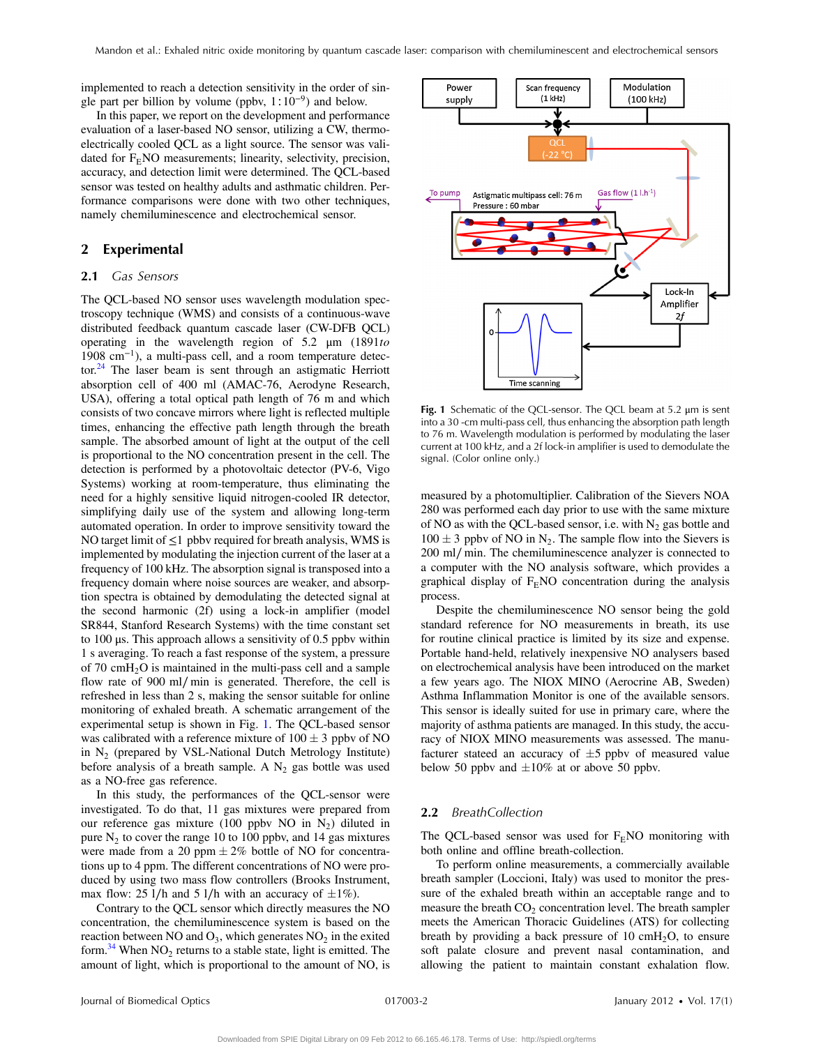implemented to reach a detection sensitivity in the order of single part per billion by volume (ppbv, $1:10^{-9}$) and below.

In this paper, we report on the development and performance evaluation of a laser-based NO sensor, utilizing a CW, thermoelectrically cooled QCL as a light source. The sensor was validated for $F_E$NO measurements; linearity, selectivity, precision, accuracy, and detection limit were determined. The QCL-based sensor was tested on healthy adults and asthmatic children. Performance comparisons were done with two other techniques, namely chemiluminescence and electrochemical sensor.

## 2 Experimental

### 2.1 *Gas Sensors*

The QCL-based NO sensor uses wavelength modulation spectroscopy technique (WMS) and consists of a continuous-wave distributed feedback quantum cascade laser (CW-DFB QCL) operating in the wavelength region of 5.2 μm (1891*to* 1908 $cm^{-1}$), a multi-pass cell, and a room temperature detector.[24] The laser beam is sent through an astigmatic Herriott absorption cell of 400 ml (AMAC-76, Aerodyne Research, USA), offering a total optical path length of 76 m and which consists of two concave mirrors where light is reflected multiple times, enhancing the effective path length through the breath sample. The absorbed amount of light at the output of the cell is proportional to the NO concentration present in the cell. The detection is performed by a photovoltaic detector (PV-6, Vigo Systems) working at room-temperature, thus eliminating the need for a highly sensitive liquid nitrogen-cooled IR detector, simplifying daily use of the system and allowing long-term automated operation. In order to improve sensitivity toward the NO target limit of ≤1 pbbv required for breath analysis, WMS is implemented by modulating the injection current of the laser at a frequency of 100 kHz. The absorption signal is transposed into a frequency domain where noise sources are weaker, and absorption spectra is obtained by demodulating the detected signal at the second harmonic (2f) using a lock-in amplifier (model SR844, Stanford Research Systems) with the time constant set to 100 μs. This approach allows a sensitivity of 0.5 ppbv within 1 s averaging. To reach a fast response of the system, a pressure of 70 $cmH_2O$ is maintained in the multi-pass cell and a sample flow rate of 900 ml/ min is generated. Therefore, the cell is refreshed in less than 2 s, making the sensor suitable for online monitoring of exhaled breath. A schematic arrangement of the experimental setup is shown in Fig. 1. The QCL-based sensor was calibrated with a reference mixture of 100 ± 3 ppbv of NO in $N_2$ (prepared by VSL-National Dutch Metrology Institute) before analysis of a breath sample. A $N_2$ gas bottle was used as a NO-free gas reference.

In this study, the performances of the QCL-sensor were investigated. To do that, 11 gas mixtures were prepared from our reference gas mixture (100 ppbv NO in $N_2$) diluted in pure $N_2$ to cover the range 10 to 100 ppbv, and 14 gas mixtures were made from a 20 ppm ± 2% bottle of NO for concentrations up to 4 ppm. The different concentrations of NO were produced by using two mass flow controllers (Brooks Instrument, max flow: 25 l/h and 5 l/h with an accuracy of ±1%).

Contrary to the QCL sensor which directly measures the NO concentration, the chemiluminescence system is based on the reaction between NO and $O_3$, which generates $NO_2$ in the exited form.[34] When $NO_2$ returns to a stable state, light is emitted. The amount of light, which is proportional to the amount of NO, is measured by a photomultiplier. Calibration of the Sievers NOA 280 was performed each day prior to use with the same mixture of NO as with the QCL-based sensor, i.e. with $N_2$ gas bottle and 100 ± 3 ppbv of NO in $N_2$. The sample flow into the Sievers is 200 ml/ min. The chemiluminescence analyzer is connected to a computer with the NO analysis software, which provides a graphical display of $F_E$NO concentration during the analysis process.

**Fig. 1** Schematic of the QCL-sensor. The QCL beam at 5.2 μm is sent into a 30 -cm multi-pass cell, thus enhancing the absorption path length to 76 m. Wavelength modulation is performed by modulating the laser current at 100 kHz, and a 2f lock-in amplifier is used to demodulate the signal. (Color online only.)

Despite the chemiluminescence NO sensor being the gold standard reference for NO measurements in breath, its use for routine clinical practice is limited by its size and expense. Portable hand-held, relatively inexpensive NO analysers based on electrochemical analysis have been introduced on the market a few years ago. The NIOX MINO (Aerocrine AB, Sweden) Asthma Inflammation Monitor is one of the available sensors. This sensor is ideally suited for use in primary care, where the majority of asthma patients are managed. In this study, the accuracy of NIOX MINO measurements was assessed. The manufacturer stated an accuracy of ±5 ppbv of measured value below 50 ppbv and ±10% at or above 50 ppbv.

### 2.2 *BreathCollection*

The QCL-based sensor was used for $F_E$NO monitoring with both online and offline breath-collection.

To perform online measurements, a commercially available breath sampler (Loccioni, Italy) was used to monitor the pressure of the exhaled breath within an acceptable range and to measure the breath $CO_2$ concentration level. The breath sampler meets the American Thoracic Guidelines (ATS) for collecting breath by providing a back pressure of 10 $cmH_2O$, to ensure soft palate closure and prevent nasal contamination, and allowing the patient to maintain constant exhalation flow.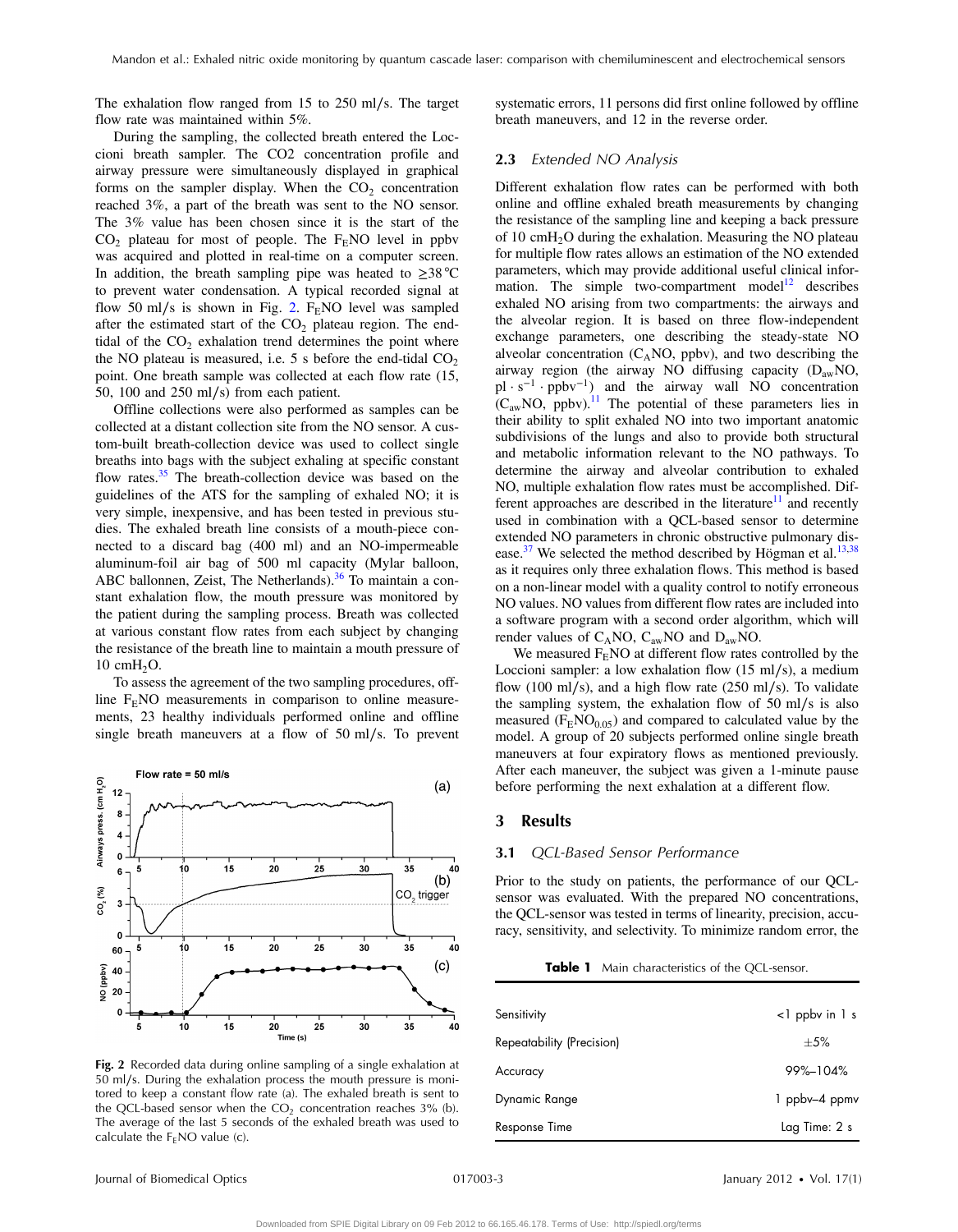The exhalation flow ranged from 15 to 250 ml/s. The target flow rate was maintained within 5%.

During the sampling, the collected breath entered the Loccioni breath sampler. The CO2 concentration profile and airway pressure were simultaneously displayed in graphical forms on the sampler display. When the $CO_2$ concentration reached 3%, a part of the breath was sent to the NO sensor. The 3% value has been chosen since it is the start of the $CO_2$ plateau for most of people. The $F_ENO$ level in ppbv was acquired and plotted in real-time on a computer screen. In addition, the breath sampling pipe was heated to ≥38 °C to prevent water condensation. A typical recorded signal at flow 50 ml/s is shown in Fig. 2. $F_ENO$ level was sampled after the estimated start of the $CO_2$ plateau region. The end-tidal of the $CO_2$ exhalation trend determines the point where the NO plateau is measured, i.e. 5 s before the end-tidal $CO_2$ point. One breath sample was collected at each flow rate (15, 50, 100 and 250 ml/s) from each patient.

Offline collections were also performed as samples can be collected at a distant collection site from the NO sensor. A custom-built breath-collection device was used to collect single breaths into bags with the subject exhaling at specific constant flow rates.[35] The breath-collection device was based on the guidelines of the ATS for the sampling of exhaled NO; it is very simple, inexpensive, and has been tested in previous studies. The exhaled breath line consists of a mouth-piece connected to a discard bag (400 ml) and an NO-impermeable aluminum-foil air bag of 500 ml capacity (Mylar balloon, ABC ballonnen, Zeist, The Netherlands).[36] To maintain a constant exhalation flow, the mouth pressure was monitored by the patient during the sampling process. Breath was collected at various constant flow rates from each subject by changing the resistance of the breath line to maintain a mouth pressure of 10 $cmH_2O$.

To assess the agreement of the two sampling procedures, offline $F_ENO$ measurements in comparison to online measurements, 23 healthy individuals performed online and offline single breath maneuvers at a flow of 50 ml/s. To prevent systematic errors, 11 persons did first online followed by offline breath maneuvers, and 12 in the reverse order.

**Fig. 2** Recorded data during online sampling of a single exhalation at 50 ml/s. During the exhalation process the mouth pressure is monitored to keep a constant flow rate (a). The exhaled breath is sent to the QCL-based sensor when the $CO_2$ concentration reaches 3% (b). The average of the last 5 seconds of the exhaled breath was used to calculate the $F_ENO$ value (c).

### 2.3 *Extended NO Analysis*

Different exhalation flow rates can be performed with both online and offline exhaled breath measurements by changing the resistance of the sampling line and keeping a back pressure of 10 $cmH_2O$ during the exhalation. Measuring the NO plateau for multiple flow rates allows an estimation of the NO extended parameters, which may provide additional useful clinical information. The simple two-compartment model[12] describes exhaled NO arising from two compartments: the airways and the alveolar region. It is based on three flow-independent exchange parameters, one describing the steady-state NO alveolar concentration ($C_ANO$, ppbv), and two describing the airway region (the airway NO diffusing capacity ($D_{aw}NO$, $pl \cdot s^{-1} \cdot ppbv^{-1}$) and the airway wall NO concentration ($C_{aw}NO$, ppbv).[11] The potential of these parameters lies in their ability to split exhaled NO into two important anatomic subdivisions of the lungs and also to provide both structural and metabolic information relevant to the NO pathways. To determine the airway and alveolar contribution to exhaled NO, multiple exhalation flow rates must be accomplished. Different approaches are described in the literature[11] and recently used in combination with a QCL-based sensor to determine extended NO parameters in chronic obstructive pulmonary disease.[37] We selected the method described by Högman et al.[13,38] as it requires only three exhalation flows. This method is based on a non-linear model with a quality control to notify erroneous NO values. NO values from different flow rates are included into a software program with a second order algorithm, which will render values of $C_ANO$, $C_{aw}NO$ and $D_{aw}NO$.

We measured $F_ENO$ at different flow rates controlled by the Loccioni sampler: a low exhalation flow (15 ml/s), a medium flow (100 ml/s), and a high flow rate (250 ml/s). To validate the sampling system, the exhalation flow of 50 ml/s is also measured ($F_ENO_{0.05}$) and compared to calculated value by the model. A group of 20 subjects performed online single breath maneuvers at four expiratory flows as mentioned previously. After each maneuver, the subject was given a 1-minute pause before performing the next exhalation at a different flow.

## 3 Results

### 3.1 *QCL-Based Sensor Performance*

Prior to the study on patients, the performance of our QCL-sensor was evaluated. With the prepared NO concentrations, the QCL-sensor was tested in terms of linearity, precision, accuracy, sensitivity, and selectivity. To minimize random error, the

**Table 1** Main characteristics of the QCL-sensor.

| | |
|---|---|
| Sensitivity | <1 ppbv in 1 s |
| Repeatability (Precision) | ±5% |
| Accuracy | 99%–104% |
| Dynamic Range | 1 ppbv–4 ppmv |
| Response Time | Lag Time: 2 s |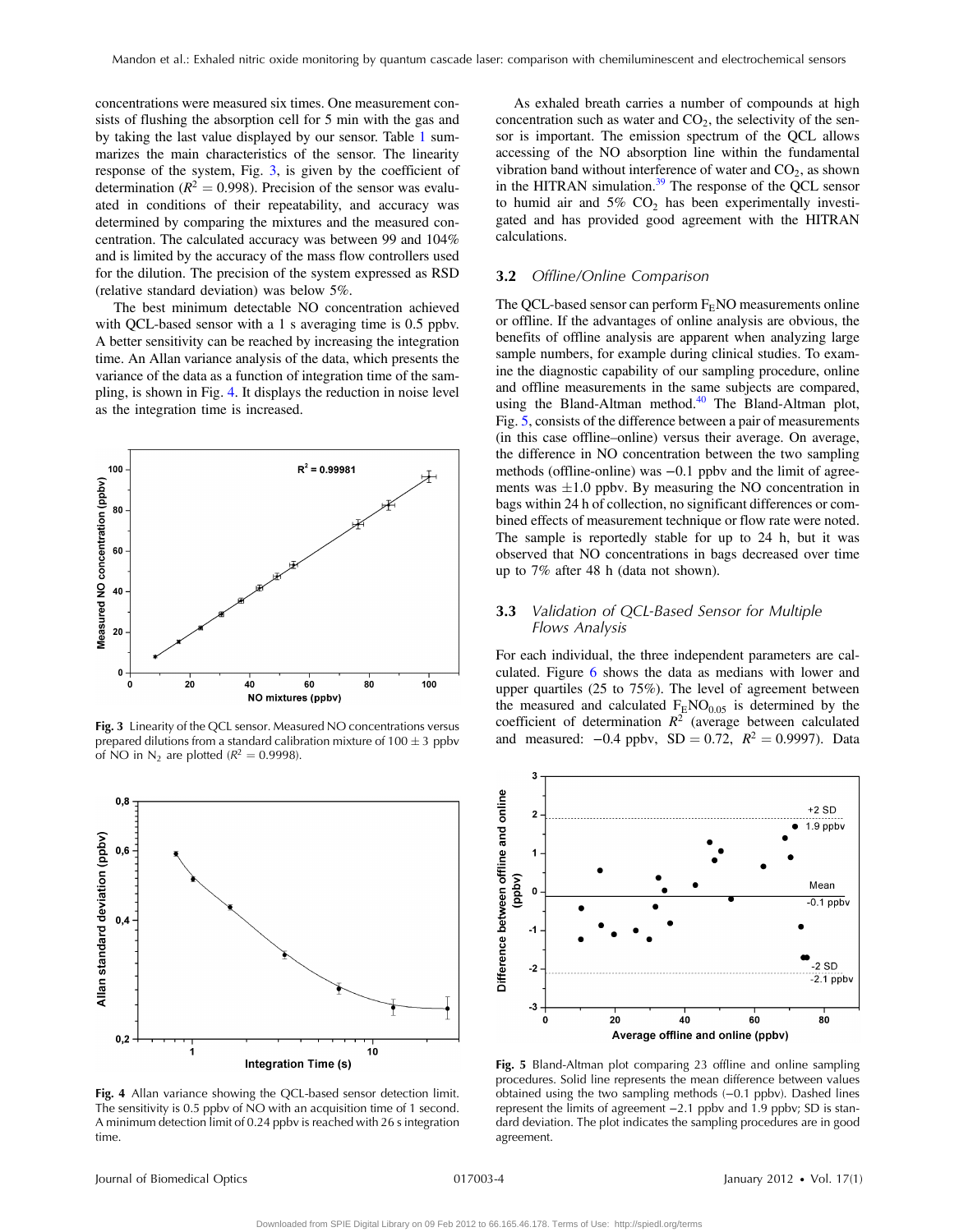concentrations were measured six times. One measurement consists of flushing the absorption cell for 5 min with the gas and by taking the last value displayed by our sensor. Table 1 summarizes the main characteristics of the sensor. The linearity response of the system, Fig. 3, is given by the coefficient of determination ($R^2 = 0.998$). Precision of the sensor was evaluated in conditions of their repeatability, and accuracy was determined by comparing the mixtures and the measured concentration. The calculated accuracy was between 99 and 104% and is limited by the accuracy of the mass flow controllers used for the dilution. The precision of the system expressed as RSD (relative standard deviation) was below 5%.

The best minimum detectable NO concentration achieved with QCL-based sensor with a 1 s averaging time is 0.5 ppbv. A better sensitivity can be reached by increasing the integration time. An Allan variance analysis of the data, which presents the variance of the data as a function of integration time of the sampling, is shown in Fig. 4. It displays the reduction in noise level as the integration time is increased.

**Fig. 3** Linearity of the QCL sensor. Measured NO concentrations versus prepared dilutions from a standard calibration mixture of $100 \pm 3$ ppbv of NO in $N_2$ are plotted ($R^2 = 0.9998$).

**Fig. 4** Allan variance showing the QCL-based sensor detection limit. The sensitivity is 0.5 ppbv of NO with an acquisition time of 1 second. A minimum detection limit of 0.24 ppbv is reached with 26 s integration time.

As exhaled breath carries a number of compounds at high concentration such as water and $CO_2$, the selectivity of the sensor is important. The emission spectrum of the QCL allows accessing of the NO absorption line within the fundamental vibration band without interference of water and $CO_2$, as shown in the HITRAN simulation.[39] The response of the QCL sensor to humid air and 5% $CO_2$ has been experimentally investigated and has provided good agreement with the HITRAN calculations.

## 3.2 Offline/Online Comparison

The QCL-based sensor can perform $F_ENO$ measurements online or offline. If the advantages of online analysis are obvious, the benefits of offline analysis are apparent when analyzing large sample numbers, for example during clinical studies. To examine the diagnostic capability of our sampling procedure, online and offline measurements in the same subjects are compared, using the Bland-Altman method.[40] The Bland-Altman plot, Fig. 5, consists of the difference between a pair of measurements (in this case offline–online) versus their average. On average, the difference in NO concentration between the two sampling methods (offline-online) was −0.1 ppbv and the limit of agreements was ±1.0 ppbv. By measuring the NO concentration in bags within 24 h of collection, no significant differences or combined effects of measurement technique or flow rate were noted. The sample is reportedly stable for up to 24 h, but it was observed that NO concentrations in bags decreased over time up to 7% after 48 h (data not shown).

## 3.3 Validation of QCL-Based Sensor for Multiple Flows Analysis

For each individual, the three independent parameters are calculated. Figure 6 shows the data as medians with lower and upper quartiles (25 to 75%). The level of agreement between the measured and calculated $F_ENO_{0.05}$ is determined by the coefficient of determination $R^2$ (average between calculated and measured: −0.4 ppbv, SD = 0.72, $R^2 = 0.9997$). Data

**Fig. 5** Bland-Altman plot comparing 23 offline and online sampling procedures. Solid line represents the mean difference between values obtained using the two sampling methods (−0.1 ppbv). Dashed lines represent the limits of agreement −2.1 ppbv and 1.9 ppbv; SD is standard deviation. The plot indicates the sampling procedures are in good agreement.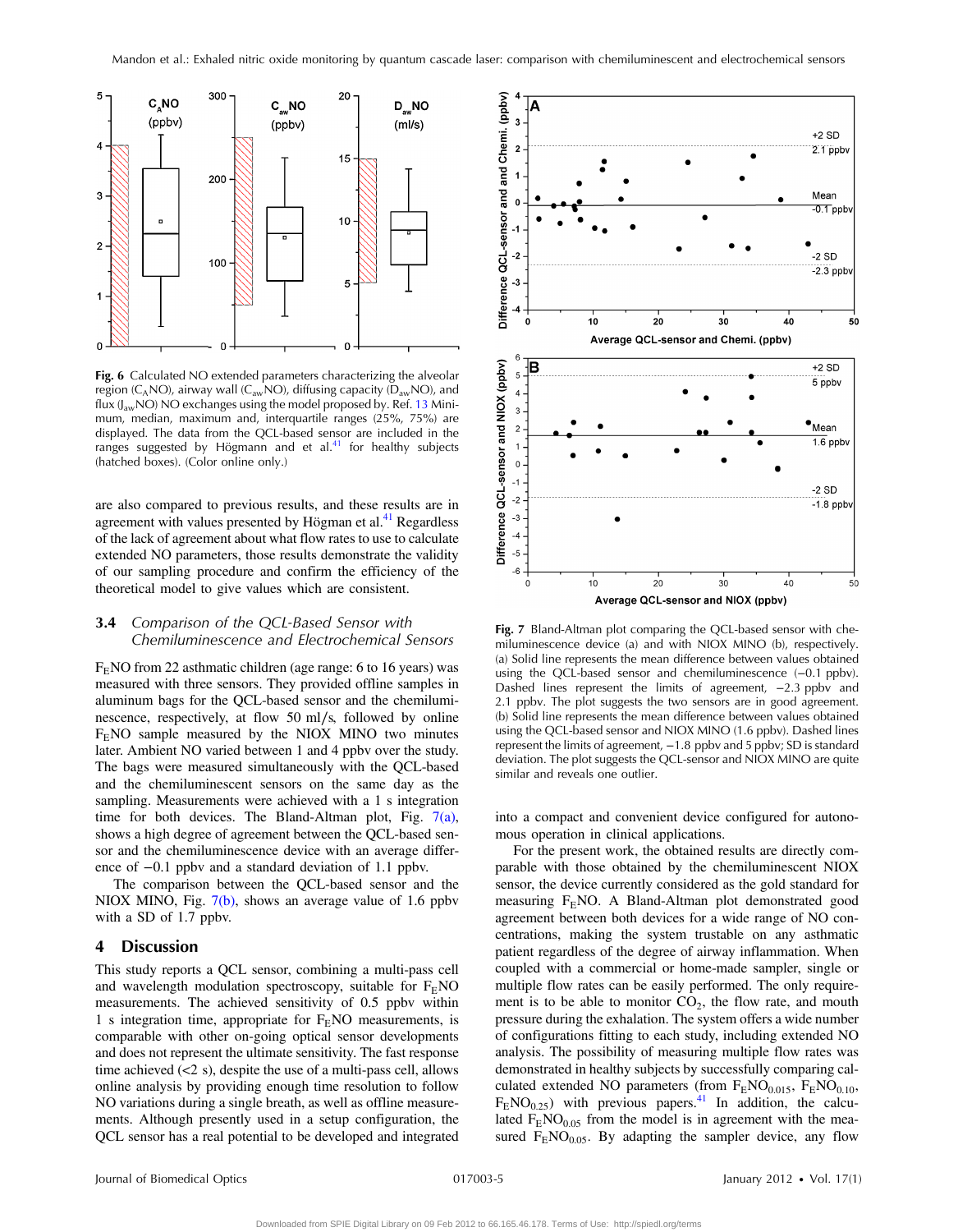Fig. 6 Calculated NO extended parameters characterizing the alveolar region ($C_A$NO), airway wall ($C_{aw}$NO), diffusing capacity ($D_{aw}$NO), and flux ($J_{aw}$NO) NO exchanges using the model proposed by. Ref. 13 Minimum, median, maximum and, interquartile ranges (25%, 75%) are displayed. The data from the QCL-based sensor are included in the ranges suggested by Högmann and et al.[41] for healthy subjects (hatched boxes). (Color online only.)

are also compared to previous results, and these results are in agreement with values presented by Högman et al.[41] Regardless of the lack of agreement about what flow rates to use to calculate extended NO parameters, those results demonstrate the validity of our sampling procedure and confirm the efficiency of the theoretical model to give values which are consistent.

### 3.4 *Comparison of the QCL-Based Sensor with Chemiluminescent and Electrochemical Sensors*

$F_E$NO from 22 asthmatic children (age range: 6 to 16 years) was measured with three sensors. They provided offline samples in aluminum bags for the QCL-based sensor and the chemiluminescence, respectively, at flow 50 ml/s, followed by online $F_E$NO sample measured by the NIOX MINO two minutes later. Ambient NO varied between 1 and 4 ppbv over the study. The bags were measured simultaneously with the QCL-based and the chemiluminescent sensors on the same day as the sampling. Measurements were achieved with a 1 s integration time for both devices. The Bland-Altman plot, Fig. 7(a), shows a high degree of agreement between the QCL-based sensor and the chemiluminescence device with an average difference of −0.1 ppbv and a standard deviation of 1.1 ppbv.

The comparison between the QCL-based sensor and the NIOX MINO, Fig. 7(b), shows an average value of 1.6 ppbv with a SD of 1.7 ppbv.

## 4 Discussion

This study reports a QCL sensor, combining a multi-pass cell and wavelength modulation spectroscopy, suitable for $F_E$NO measurements. The achieved sensitivity of 0.5 ppbv within 1 s integration time, appropriate for $F_E$NO measurements, is comparable with other on-going optical sensor developments and does not represent the ultimate sensitivity. The fast response time achieved (<2 s), despite the use of a multi-pass cell, allows online analysis by providing enough time resolution to follow NO variations during a single breath, as well as offline measurements. Although presently used in a setup configuration, the QCL sensor has a real potential to be developed and integrated into a compact and convenient device configured for autonomous operation in clinical applications.

Fig. 7 Bland-Altman plot comparing the QCL-based sensor with chemiluminescence device (a) and with NIOX MINO (b), respectively. (a) Solid line represents the mean difference between values obtained using the QCL-based sensor and chemiluminescence (−0.1 ppbv). Dashed lines represent the limits of agreement, −2.3 ppbv and 2.1 ppbv. The plot suggests the two sensors are in good agreement. (b) Solid line represents the mean difference between values obtained using the QCL-based sensor and NIOX MINO (1.6 ppbv). Dashed lines represent the limits of agreement, −1.8 ppbv and 5 ppbv; SD is standard deviation. The plot suggests the QCL-sensor and NIOX MINO are quite similar and reveals one outlier.

For the present work, the obtained results are directly comparable with those obtained by the chemiluminescent NIOX sensor, the device currently considered as the gold standard for measuring $F_E$NO. A Bland-Altman plot demonstrated good agreement between both devices for a wide range of NO concentrations, making the system trustable on any asthmatic patient regardless of the degree of airway inflammation. When coupled with a commercial or home-made sampler, single or multiple flow rates can be easily performed. The only requirement is to be able to monitor $CO_2$, the flow rate, and mouth pressure during the exhalation. The system offers a wide number of configurations fitting to each study, including extended NO analysis. The possibility of measuring multiple flow rates was demonstrated in healthy subjects by successfully comparing calculated extended NO parameters (from $F_E NO_{0.015}$, $F_E NO_{0.10}$, $F_E NO_{0.25}$) with previous papers.[41] In addition, the calculated $F_E NO_{0.05}$ from the model is in agreement with the measured $F_E NO_{0.05}$. By adapting the sampler device, any flow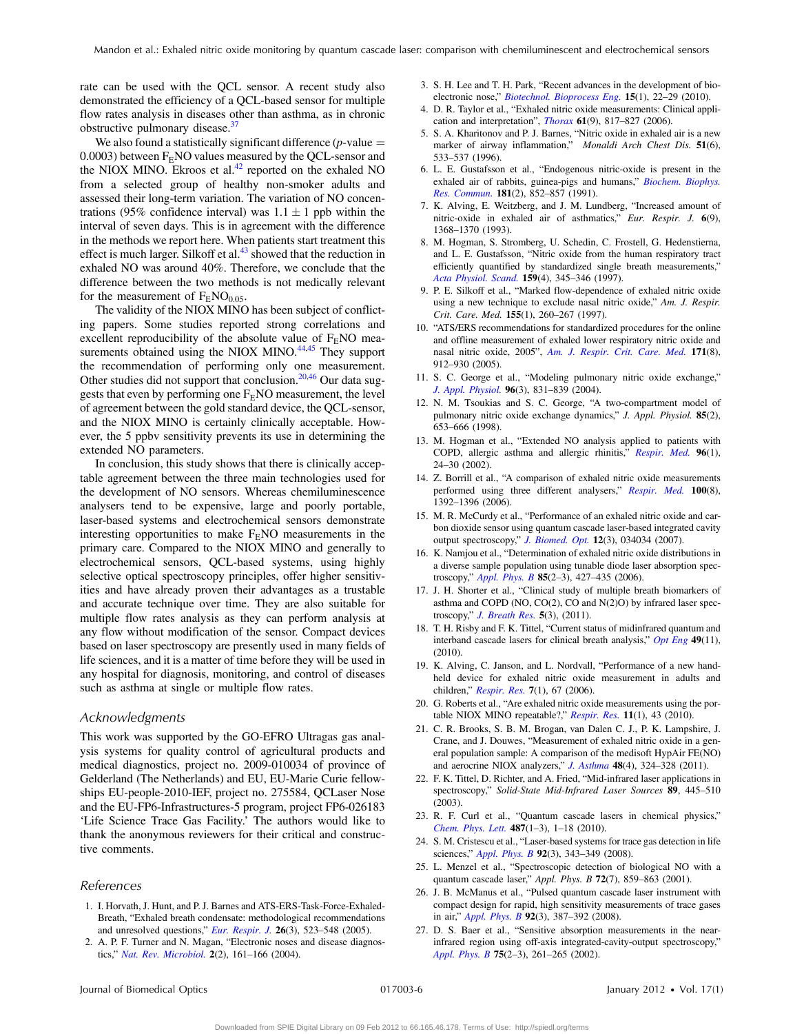rate can be used with the QCL sensor. A recent study also demonstrated the efficiency of a QCL-based sensor for multiple flow rates analysis in diseases other than asthma, as in chronic obstructive pulmonary disease.[37]

We also found a statistically significant difference ($p$-value $=$ 0.0003) between $F_E$NO values measured by the QCL-sensor and the NIOX MINO. Ekroos et al.[42] reported on the exhaled NO from a selected group of healthy non-smoker adults and assessed their long-term variation. The variation of NO concentrations (95% confidence interval) was $1.1 \pm 1$ ppb within the interval of seven days. This is in agreement with the difference in the methods we report here. When patients start treatment this effect is much larger. Silkoff et al.[43] showed that the reduction in exhaled NO was around 40%. Therefore, we conclude that the difference between the two methods is not medically relevant for the measurement of $F_E NO_{0.05}$.

The validity of the NIOX MINO has been subject of conflicting papers. Some studies reported strong correlations and excellent reproducibility of the absolute value of $F_E$NO measurements obtained using the NIOX MINO.[44,45] They support the recommendation of performing only one measurement. Other studies did not support that conclusion.[20,46] Our data suggests that even by performing one $F_E$NO measurement, the level of agreement between the gold standard device, the QCL-sensor, and the NIOX MINO is certainly clinically acceptable. However, the 5 ppbv sensitivity prevents its use in determining the extended NO parameters.

In conclusion, this study shows that there is clinically acceptable agreement between the three main technologies used for the development of NO sensors. Whereas chemiluminescence analysers tend to be expensive, large and poorly portable, laser-based systems and electrochemical sensors demonstrate interesting opportunities to make $F_E$NO measurements in the primary care. Compared to the NIOX MINO and generally to electrochemical sensors, QCL-based systems, using highly selective optical spectroscopy principles, offer higher sensitivities and have already proven their advantages as a trustable and accurate technique over time. They are also suitable for multiple flow rates analysis as they can perform analysis at any flow without modification of the sensor. Compact devices based on laser spectroscopy are presently used in many fields of life sciences, and it is a matter of time before they will be used in any hospital for diagnosis, monitoring, and control of diseases such as asthma at single or multiple flow rates.

## Acknowledgments

This work was supported by the GO-EFRO Ultragas gas analysis systems for quality control of agricultural products and medical diagnostics, project no. 2009-010034 of province of Gelderland (The Netherlands) and EU, EU-Marie Curie fellowships EU-people-2010-IEF, project no. 275584, QCLaser Nose and the EU-FP6-Infrastructures-5 program, project FP6-026183 'Life Science Trace Gas Facility.' The authors would like to thank the anonymous reviewers for their critical and constructive comments.

## References

1. I. Horvath, J. Hunt, and P. J. Barnes and ATS-ERS-Task-Force-Exhaled-Breath, "Exhaled breath condensate: methodological recommendations and unresolved questions," *Eur. Respir. J.* **26**(3), 523–548 (2005).
2. A. P. F. Turner and N. Magan, "Electronic noses and disease diagnostics," *Nat. Rev. Microbiol.* **2**(2), 161–166 (2004).
3. S. H. Lee and T. H. Park, "Recent advances in the development of bioelectronic nose," *Biotechnol. Bioprocess Eng.* **15**(1), 22–29 (2010).
4. D. R. Taylor et al., "Exhaled nitric oxide measurements: Clinical application and interpretation," *Thorax* **61**(9), 817–827 (2006).
5. S. A. Kharitonov and P. J. Barnes, "Nitric oxide in exhaled air is a new marker of airway inflammation," *Monaldi Arch Chest Dis.* **51**(6), 533–537 (1996).
6. L. E. Gustafsson et al., "Endogenous nitric-oxide is present in the exhaled air of rabbits, guinea-pigs and humans," *Biochem. Biophys. Res. Commun.* **181**(2), 852–857 (1991).
7. K. Alving, E. Weitzberg, and J. M. Lundberg, "Increased amount of nitric-oxide in exhaled air of asthmatics," *Eur. Respir. J.* **6**(9), 1368–1370 (1993).
8. M. Hogman, S. Stromberg, U. Schedin, C. Frostell, G. Hedenstierna, and L. E. Gustafsson, "Nitric oxide from the human respiratory tract efficiently quantified by standardized single breath measurements," *Acta Physiol. Scand.* **159**(4), 345–346 (1997).
9. P. E. Silkoff et al., "Marked flow-dependence of exhaled nitric oxide using a new technique to exclude nasal nitric oxide," *Am. J. Respir. Crit. Care. Med.* **155**(1), 260–267 (1997).
10. "ATS/ERS recommendations for standardized procedures for the online and offline measurement of exhaled lower respiratory nitric oxide and nasal nitric oxide, 2005", *Am. J. Respir. Crit. Care. Med.* **171**(8), 912–930 (2005).
11. S. C. George et al., "Modeling pulmonary nitric oxide exchange," *J. Appl. Physiol.* **96**(3), 831–839 (2004).
12. N. M. Tsoukias and S. C. George, "A two-compartment model of pulmonary nitric oxide exchange dynamics," *J. Appl. Physiol.* **85**(2), 653–666 (1998).
13. M. Hogman et al., "Extended NO analysis applied to patients with COPD, allergic asthma and allergic rhinitis," *Respir. Med.* **96**(1), 24–30 (2002).
14. Z. Borrill et al., "A comparison of exhaled nitric oxide measurements performed using three different analysers," *Respir. Med.* **100**(8), 1392–1396 (2006).
15. M. R. McCurdy et al., "Performance of an exhaled nitric oxide and carbon dioxide sensor using quantum cascade laser-based integrated cavity output spectroscopy," *J. Biomed. Opt.* **12**(3), 034034 (2007).
16. K. Namjou et al., "Determination of exhaled nitric oxide distributions in a diverse sample population using tunable diode laser absorption spectroscopy," *Appl. Phys. B* **85**(2–3), 427–435 (2006).
17. J. H. Shorter et al., "Clinical study of multiple breath biomarkers of asthma and COPD (NO, CO(2), CO and N(2)O) by infrared laser spectroscopy," *J. Breath Res.* **5**(3), (2011).
18. T. H. Risby and F. K. Tittel, "Current status of midinfrared quantum and interband cascade lasers for clinical breath analysis," *Opt Eng* **49**(11), (2010).
19. K. Alving, C. Janson, and L. Nordvall, "Performance of a new handheld device for exhaled nitric oxide measurement in adults and children," *Respir. Res.* **7**(1), 67 (2006).
20. G. Roberts et al., "Are exhaled nitric oxide measurements using the portable NIOX MINO repeatable?," *Respir. Res.* **11**(1), 43 (2010).
21. C. R. Brooks, S. B. M. Brogan, van Dalen C. J., P. K. Lampshire, J. Crane, and J. Douwes, "Measurement of exhaled nitric oxide in a general population sample: A comparison of the medisoft HypAir FE(NO) and aerocrine NIOX analyzers," *J. Asthma* **48**(4), 324–328 (2011).
22. F. K. Tittel, D. Richter, and A. Fried, "Mid-infrared laser applications in spectroscopy," *Solid-State Mid-Infrared Laser Sources* **89**, 445–510 (2003).
23. R. F. Curl et al., "Quantum cascade lasers in chemical physics," *Chem. Phys. Lett.* **487**(1–3), 1–18 (2010).
24. S. M. Cristescu et al., "Laser-based systems for trace gas detection in life sciences," *Appl. Phys. B* **92**(3), 343–349 (2008).
25. L. Menzel et al., "Spectroscopic detection of biological NO with a quantum cascade laser," *Appl. Phys. B* **72**(7), 859–863 (2001).
26. J. B. McManus et al., "Pulsed quantum cascade laser instrument with compact design for rapid, high sensitivity measurements of trace gases in air," *Appl. Phys. B* **92**(3), 387–392 (2008).
27. D. S. Baer et al., "Sensitive absorption measurements in the near-infrared region using off-axis integrated-cavity-output spectroscopy," *Appl. Phys. B* **75**(2–3), 261–265 (2002).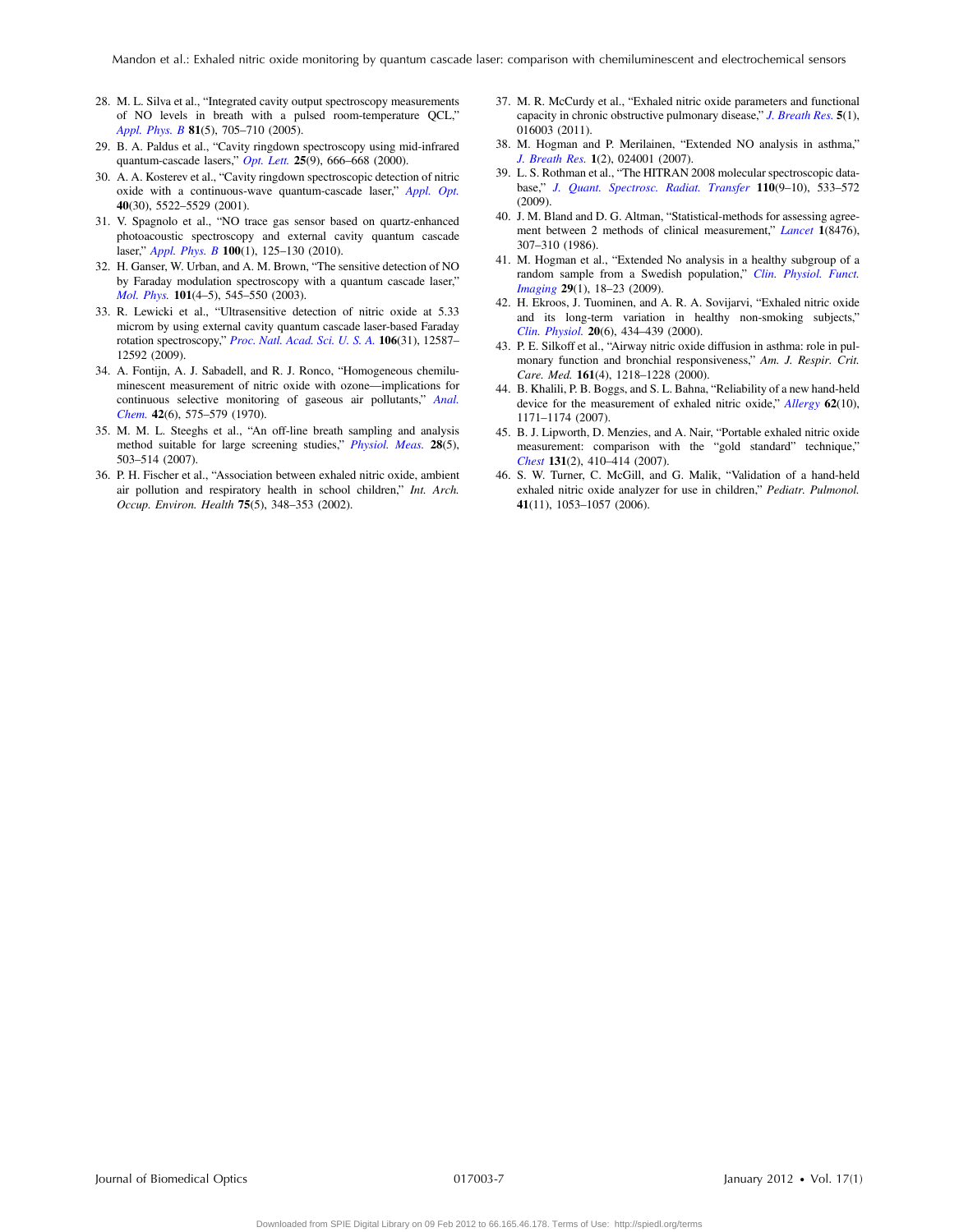28. M. L. Silva et al., "Integrated cavity output spectroscopy measurements of NO levels in breath with a pulsed room-temperature QCL," *Appl. Phys. B* **81**(5), 705–710 (2005).
29. B. A. Paldus et al., "Cavity ringdown spectroscopy using mid-infrared quantum-cascade lasers," *Opt. Lett.* **25**(9), 666–668 (2000).
30. A. A. Kosterev et al., "Cavity ringdown spectroscopic detection of nitric oxide with a continuous-wave quantum-cascade laser," *Appl. Opt.* **40**(30), 5522–5529 (2001).
31. V. Spagnolo et al., "NO trace gas sensor based on quartz-enhanced photoacoustic spectroscopy and external cavity quantum cascade laser," *Appl. Phys. B* **100**(1), 125–130 (2010).
32. H. Ganser, W. Urban, and A. M. Brown, "The sensitive detection of NO by Faraday modulation spectroscopy with a quantum cascade laser," *Mol. Phys.* **101**(4–5), 545–550 (2003).
33. R. Lewicki et al., "Ultrasensitive detection of nitric oxide at 5.33 microm by using external cavity quantum cascade laser-based Faraday rotation spectroscopy," *Proc. Natl. Acad. Sci. U. S. A.* **106**(31), 12587–12592 (2009).
34. A. Fontijn, A. J. Sabadell, and R. J. Ronco, "Homogeneous chemiluminescent measurement of nitric oxide with ozone—implications for continuous selective monitoring of gaseous air pollutants," *Anal. Chem.* **42**(6), 575–579 (1970).
35. M. M. L. Steeghs et al., "An off-line breath sampling and analysis method suitable for large screening studies," *Physiol. Meas.* **28**(5), 503–514 (2007).
36. P. H. Fischer et al., "Association between exhaled nitric oxide, ambient air pollution and respiratory health in school children," *Int. Arch. Occup. Environ. Health* **75**(5), 348–353 (2002).
37. M. R. McCurdy et al., "Exhaled nitric oxide parameters and functional capacity in chronic obstructive pulmonary disease," *J. Breath Res.* **5**(1), 016003 (2011).
38. M. Hogman and P. Merilainen, "Extended NO analysis in asthma," *J. Breath Res.* **1**(2), 024001 (2007).
39. L. S. Rothman et al., "The HITRAN 2008 molecular spectroscopic database," *J. Quant. Spectrosc. Radiat. Transfer* **110**(9–10), 533–572 (2009).
40. J. M. Bland and D. G. Altman, "Statistical-methods for assessing agreement between 2 methods of clinical measurement," *Lancet* **1**(8476), 307–310 (1986).
41. M. Hogman et al., "Extended No analysis in a healthy subgroup of a random sample from a Swedish population," *Clin. Physiol. Funct. Imaging* **29**(1), 18–23 (2009).
42. H. Ekroos, J. Tuominen, and A. R. A. Sovijarvi, "Exhaled nitric oxide and its long-term variation in healthy non-smoking subjects," *Clin. Physiol.* **20**(6), 434–439 (2000).
43. P. E. Silkoff et al., "Airway nitric oxide diffusion in asthma: role in pulmonary function and bronchial responsiveness," *Am. J. Respir. Crit. Care. Med.* **161**(4), 1218–1228 (2000).
44. B. Khalili, P. B. Boggs, and S. L. Bahna, "Reliability of a new hand-held device for the measurement of exhaled nitric oxide," *Allergy* **62**(10), 1171–1174 (2007).
45. B. J. Lipworth, D. Menzies, and A. Nair, "Portable exhaled nitric oxide measurement: comparison with the "gold standard" technique," *Chest* **131**(2), 410–414 (2007).
46. S. W. Turner, C. McGill, and G. Malik, "Validation of a hand-held exhaled nitric oxide analyzer for use in children," *Pediatr. Pulmonol.* **41**(11), 1053–1057 (2006).